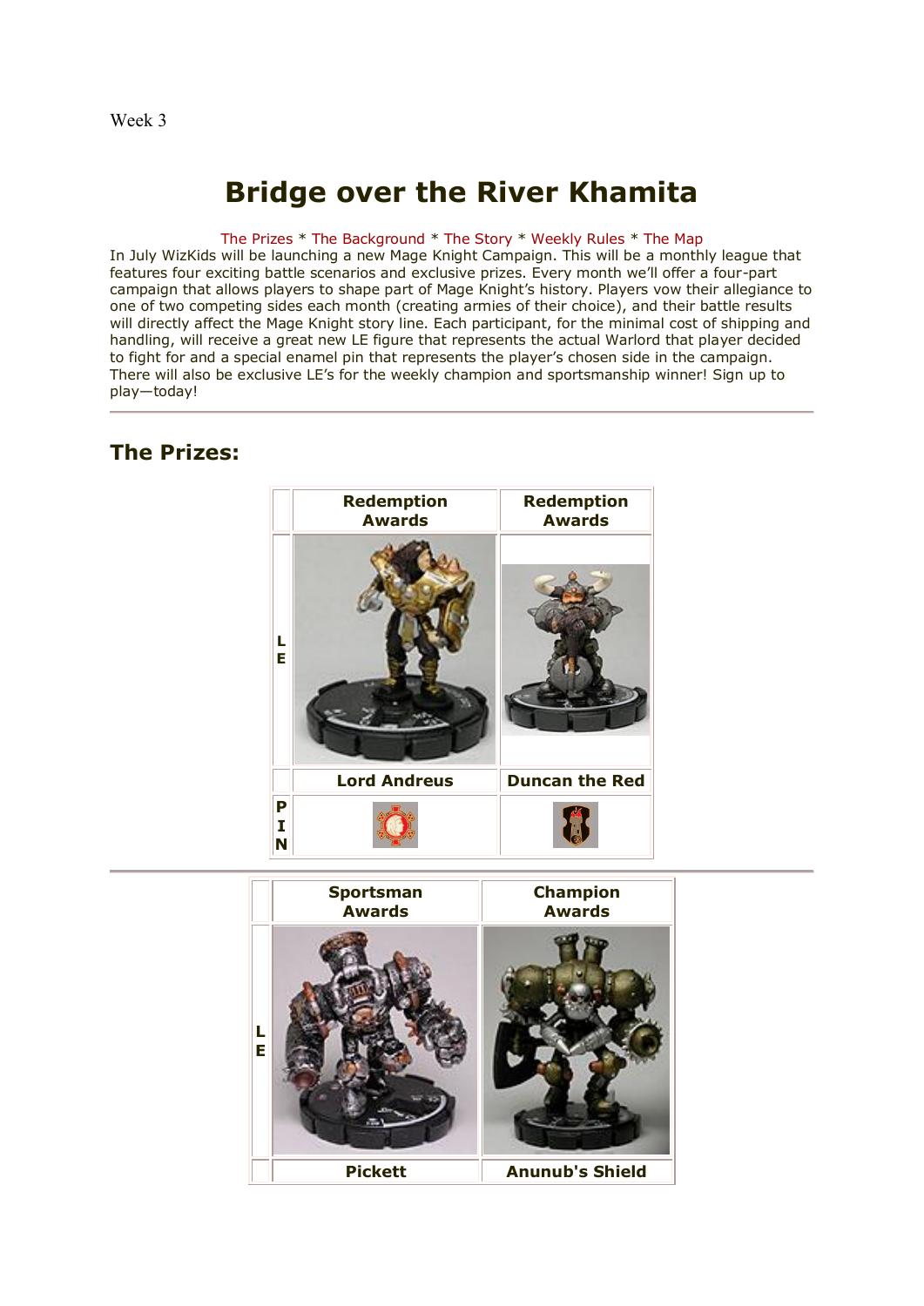Week 3

# Bridge over the River Khamita

The Prizes * The Background * The Story * Weekly Rules * The Map

In July WizKids will be launching a new Mage Knight Campaign. This will be a monthly league that features four exciting battle scenarios and exclusive prizes. Every month we'll offer a four-part campaign that allows players to shape part of Mage Knight's history. Players vow their allegiance to one of two competing sides each month (creating armies of their choice), and their battle results will directly affect the Mage Knight story line. Each participant, for the minimal cost of shipping and handling, will receive a great new LE figure that represents the actual Warlord that player decided to fight for and a special enamel pin that represents the player's chosen side in the campaign. There will also be exclusive LE's for the weekly champion and sportsmanship winner! Sign up to play—today!

---

## The Prizes:

| | Redemption Awards | Redemption Awards |
|---|---|---|
| LE | | |
| | Lord Andreus | Duncan the Red |
| PIN | | |

---

| | Sportsman Awards | Champion Awards |
|---|---|---|
| LE | | |
| | Pickett | Anunub's Shield |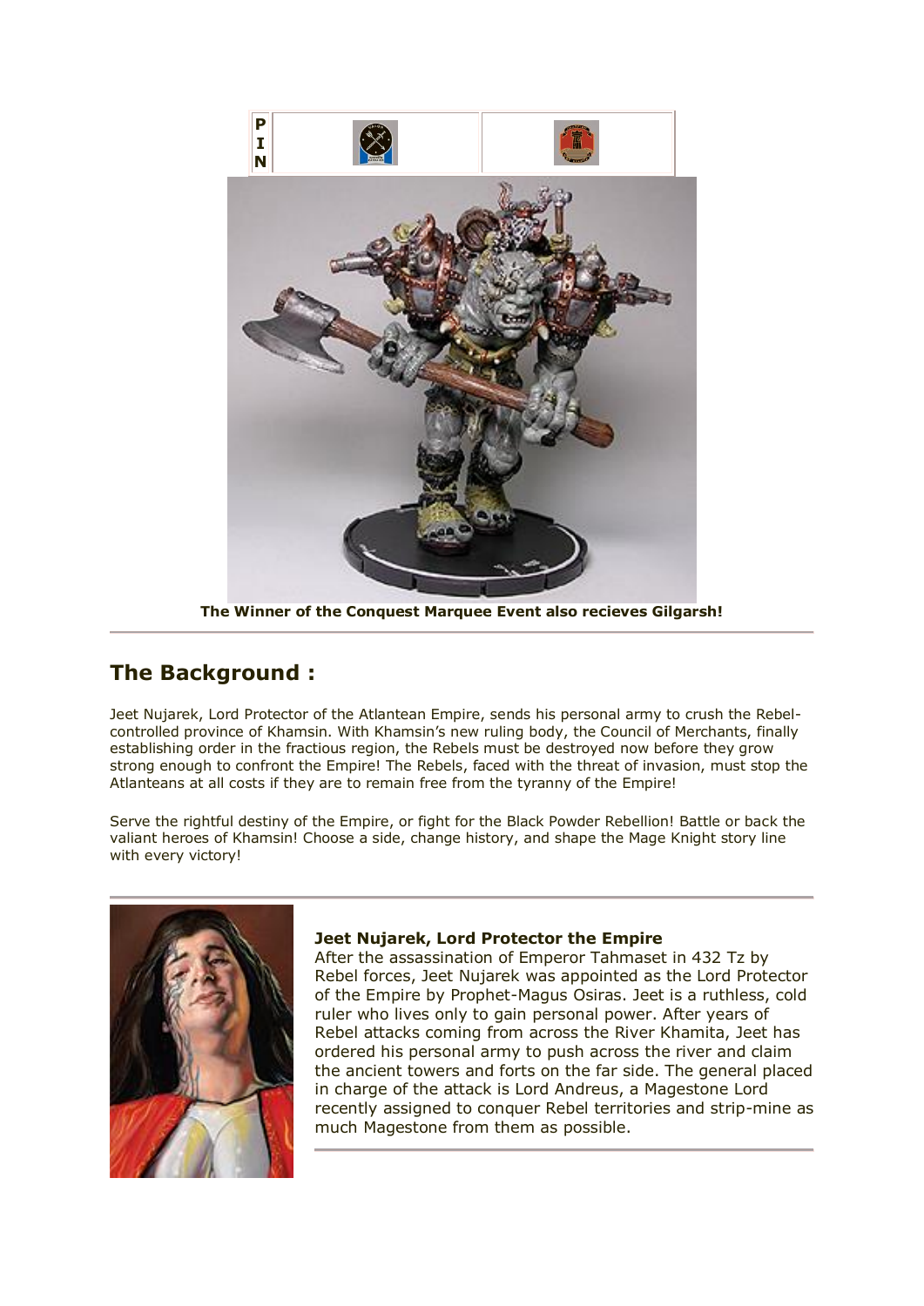P
I
N

**The Winner of the Conquest Marquee Event also recieves Gilgarsh!**

---

## The Background :

Jeet Nujarek, Lord Protector of the Atlantean Empire, sends his personal army to crush the Rebel-controlled province of Khamsin. With Khamsin's new ruling body, the Council of Merchants, finally establishing order in the fractious region, the Rebels must be destroyed now before they grow strong enough to confront the Empire! The Rebels, faced with the threat of invasion, must stop the Atlanteans at all costs if they are to remain free from the tyranny of the Empire!

Serve the rightful destiny of the Empire, or fight for the Black Powder Rebellion! Battle or back the valiant heroes of Khamsin! Choose a side, change history, and shape the Mage Knight story line with every victory!

---

**Jeet Nujarek, Lord Protector the Empire**
After the assassination of Emperor Tahmaset in 432 Tz by Rebel forces, Jeet Nujarek was appointed as the Lord Protector of the Empire by Prophet-Magus Osiras. Jeet is a ruthless, cold ruler who lives only to gain personal power. After years of Rebel attacks coming from across the River Khamita, Jeet has ordered his personal army to push across the river and claim the ancient towers and forts on the far side. The general placed in charge of the attack is Lord Andreus, a Magestone Lord recently assigned to conquer Rebel territories and strip-mine as much Magestone from them as possible.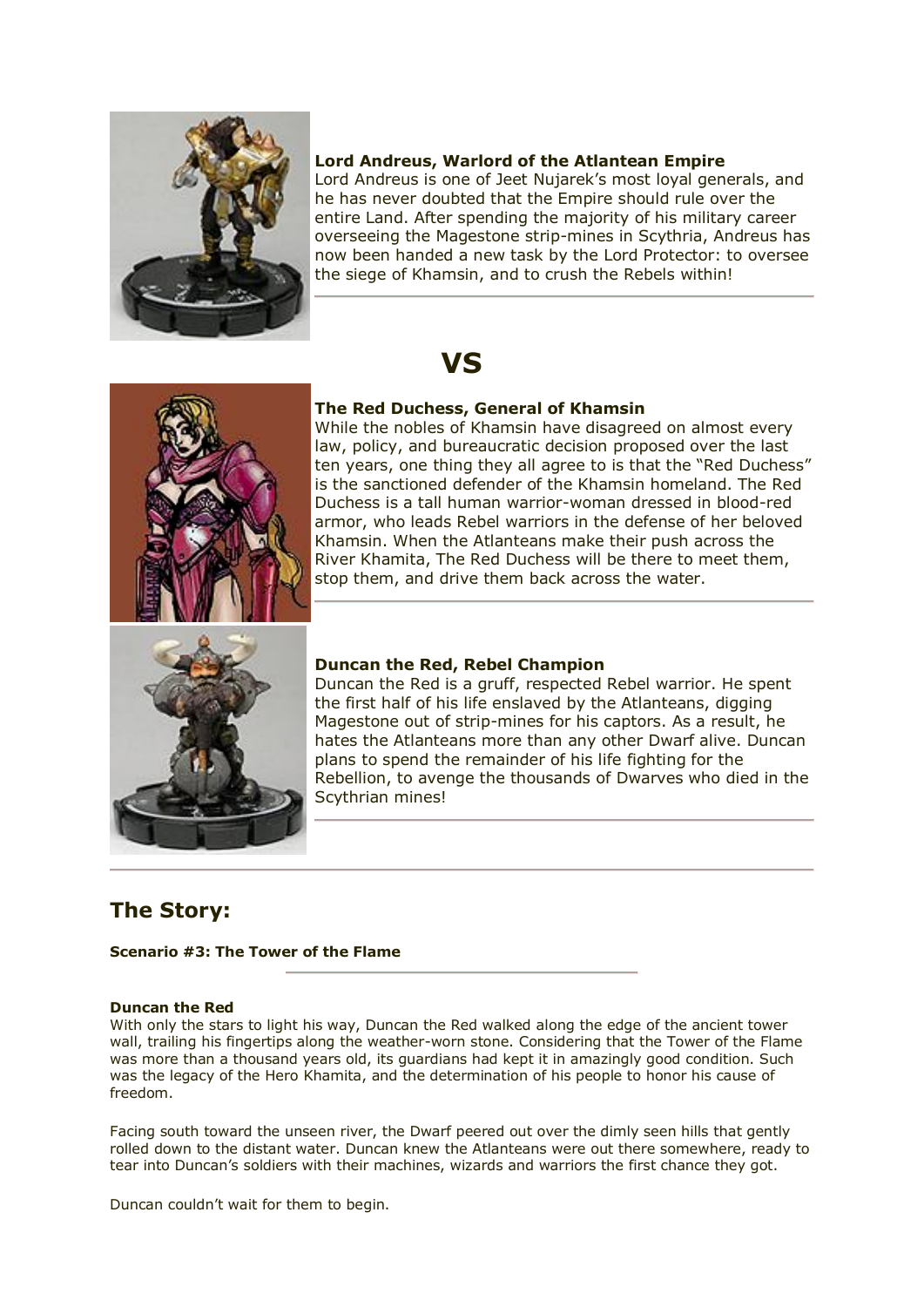**Lord Andreus, Warlord of the Atlantean Empire**

Lord Andreus is one of Jeet Nujarek's most loyal generals, and he has never doubted that the Empire should rule over the entire Land. After spending the majority of his military career overseeing the Magestone strip-mines in Scythria, Andreus has now been handed a new task by the Lord Protector: to oversee the siege of Khamsin, and to crush the Rebels within!

# VS

**The Red Duchess, General of Khamsin**

While the nobles of Khamsin have disagreed on almost every law, policy, and bureaucratic decision proposed over the last ten years, one thing they all agree to is that the "Red Duchess" is the sanctioned defender of the Khamsin homeland. The Red Duchess is a tall human warrior-woman dressed in blood-red armor, who leads Rebel warriors in the defense of her beloved Khamsin. When the Atlanteans make their push across the River Khamita, The Red Duchess will be there to meet them, stop them, and drive them back across the water.

**Duncan the Red, Rebel Champion**

Duncan the Red is a gruff, respected Rebel warrior. He spent the first half of his life enslaved by the Atlanteans, digging Magestone out of strip-mines for his captors. As a result, he hates the Atlanteans more than any other Dwarf alive. Duncan plans to spend the remainder of his life fighting for the Rebellion, to avenge the thousands of Dwarves who died in the Scythrian mines!

## The Story:

**Scenario #3: The Tower of the Flame**

**Duncan the Red**

With only the stars to light his way, Duncan the Red walked along the edge of the ancient tower wall, trailing his fingertips along the weather-worn stone. Considering that the Tower of the Flame was more than a thousand years old, its guardians had kept it in amazingly good condition. Such was the legacy of the Hero Khamita, and the determination of his people to honor his cause of freedom.

Facing south toward the unseen river, the Dwarf peered out over the dimly seen hills that gently rolled down to the distant water. Duncan knew the Atlanteans were out there somewhere, ready to tear into Duncan's soldiers with their machines, wizards and warriors the first chance they got.

Duncan couldn't wait for them to begin.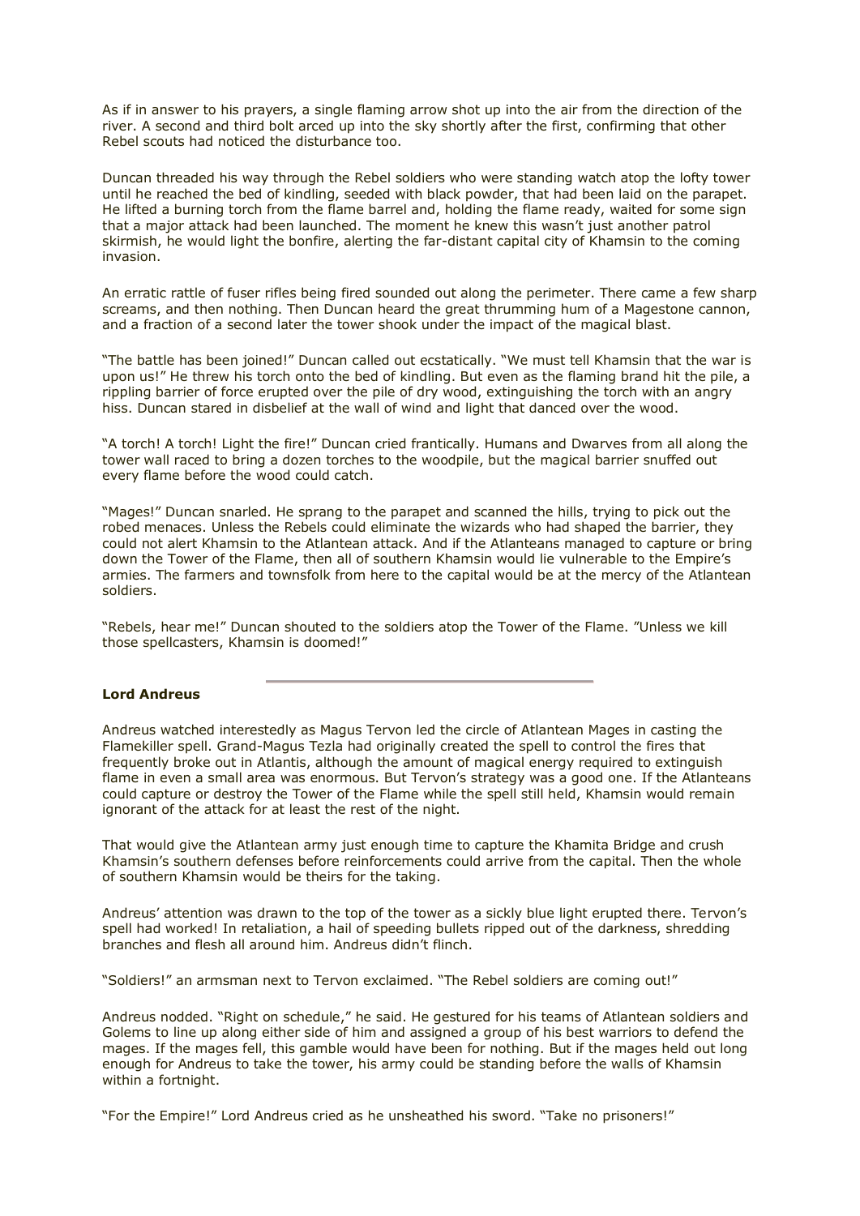As if in answer to his prayers, a single flaming arrow shot up into the air from the direction of the river. A second and third bolt arced up into the sky shortly after the first, confirming that other Rebel scouts had noticed the disturbance too.

Duncan threaded his way through the Rebel soldiers who were standing watch atop the lofty tower until he reached the bed of kindling, seeded with black powder, that had been laid on the parapet. He lifted a burning torch from the flame barrel and, holding the flame ready, waited for some sign that a major attack had been launched. The moment he knew this wasn't just another patrol skirmish, he would light the bonfire, alerting the far-distant capital city of Khamsin to the coming invasion.

An erratic rattle of fuser rifles being fired sounded out along the perimeter. There came a few sharp screams, and then nothing. Then Duncan heard the great thrumming hum of a Magestone cannon, and a fraction of a second later the tower shook under the impact of the magical blast.

"The battle has been joined!" Duncan called out ecstatically. "We must tell Khamsin that the war is upon us!" He threw his torch onto the bed of kindling. But even as the flaming brand hit the pile, a rippling barrier of force erupted over the pile of dry wood, extinguishing the torch with an angry hiss. Duncan stared in disbelief at the wall of wind and light that danced over the wood.

"A torch! A torch! Light the fire!" Duncan cried frantically. Humans and Dwarves from all along the tower wall raced to bring a dozen torches to the woodpile, but the magical barrier snuffed out every flame before the wood could catch.

"Mages!" Duncan snarled. He sprang to the parapet and scanned the hills, trying to pick out the robed menaces. Unless the Rebels could eliminate the wizards who had shaped the barrier, they could not alert Khamsin to the Atlantean attack. And if the Atlanteans managed to capture or bring down the Tower of the Flame, then all of southern Khamsin would lie vulnerable to the Empire's armies. The farmers and townsfolk from here to the capital would be at the mercy of the Atlantean soldiers.

"Rebels, hear me!" Duncan shouted to the soldiers atop the Tower of the Flame. "Unless we kill those spellcasters, Khamsin is doomed!"

---

**Lord Andreus**

Andreus watched interestedly as Magus Tervon led the circle of Atlantean Mages in casting the Flamekiller spell. Grand-Magus Tezla had originally created the spell to control the fires that frequently broke out in Atlantis, although the amount of magical energy required to extinguish flame in even a small area was enormous. But Tervon's strategy was a good one. If the Atlanteans could capture or destroy the Tower of the Flame while the spell still held, Khamsin would remain ignorant of the attack for at least the rest of the night.

That would give the Atlantean army just enough time to capture the Khamita Bridge and crush Khamsin's southern defenses before reinforcements could arrive from the capital. Then the whole of southern Khamsin would be theirs for the taking.

Andreus' attention was drawn to the top of the tower as a sickly blue light erupted there. Tervon's spell had worked! In retaliation, a hail of speeding bullets ripped out of the darkness, shredding branches and flesh all around him. Andreus didn't flinch.

"Soldiers!" an armsman next to Tervon exclaimed. "The Rebel soldiers are coming out!"

Andreus nodded. "Right on schedule," he said. He gestured for his teams of Atlantean soldiers and Golems to line up along either side of him and assigned a group of his best warriors to defend the mages. If the mages fell, this gamble would have been for nothing. But if the mages held out long enough for Andreus to take the tower, his army could be standing before the walls of Khamsin within a fortnight.

"For the Empire!" Lord Andreus cried as he unsheathed his sword. "Take no prisoners!"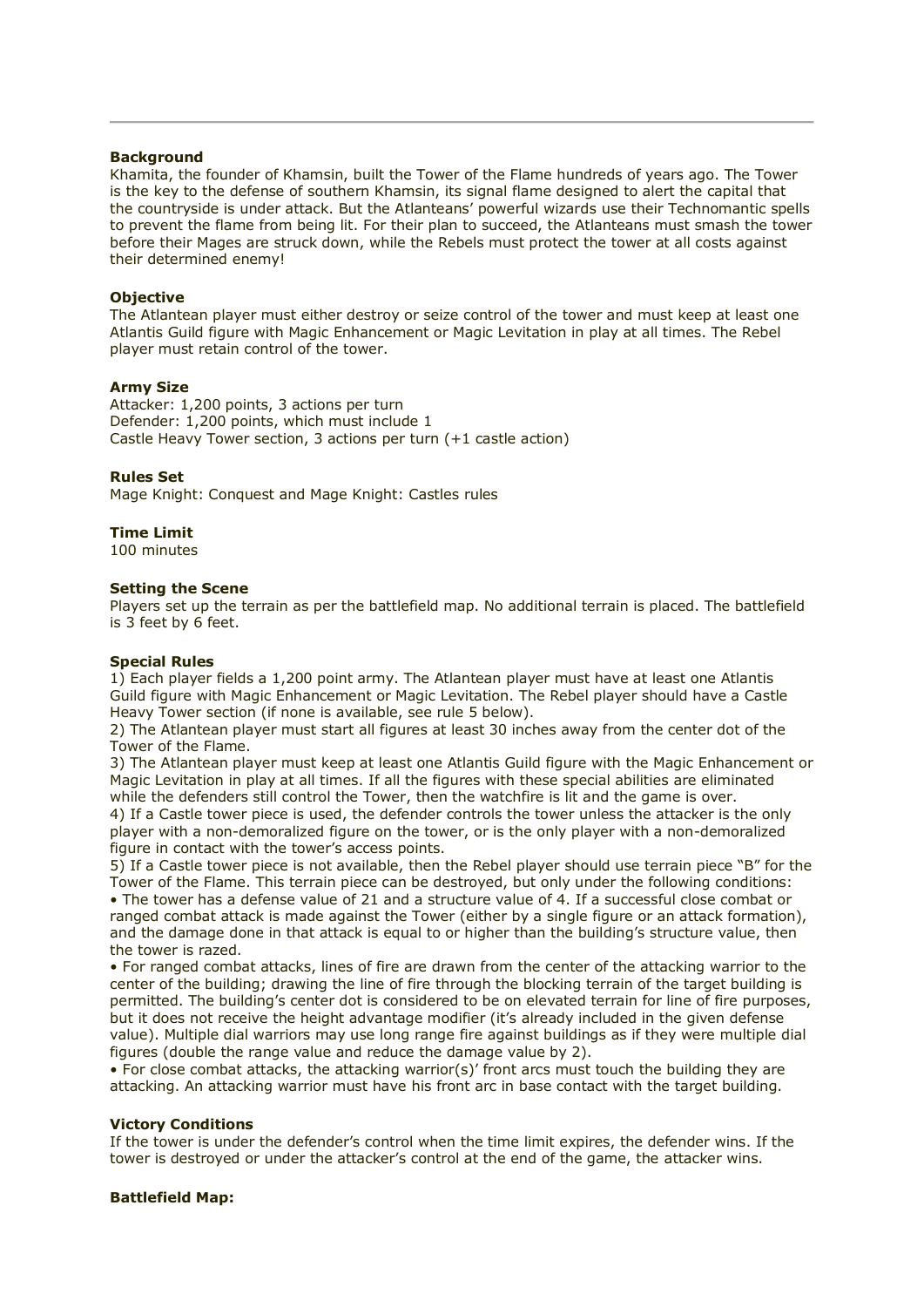**Background**
Khamita, the founder of Khamsin, built the Tower of the Flame hundreds of years ago. The Tower is the key to the defense of southern Khamsin, its signal flame designed to alert the capital that the countryside is under attack. But the Atlanteans' powerful wizards use their Technomantic spells to prevent the flame from being lit. For their plan to succeed, the Atlanteans must smash the tower before their Mages are struck down, while the Rebels must protect the tower at all costs against their determined enemy!

**Objective**
The Atlantean player must either destroy or seize control of the tower and must keep at least one Atlantis Guild figure with Magic Enhancement or Magic Levitation in play at all times. The Rebel player must retain control of the tower.

**Army Size**
Attacker: 1,200 points, 3 actions per turn
Defender: 1,200 points, which must include 1
Castle Heavy Tower section, 3 actions per turn (+1 castle action)

**Rules Set**
Mage Knight: Conquest and Mage Knight: Castles rules

**Time Limit**
100 minutes

**Setting the Scene**
Players set up the terrain as per the battlefield map. No additional terrain is placed. The battlefield is 3 feet by 6 feet.

**Special Rules**
1) Each player fields a 1,200 point army. The Atlantean player must have at least one Atlantis Guild figure with Magic Enhancement or Magic Levitation. The Rebel player should have a Castle Heavy Tower section (if none is available, see rule 5 below).
2) The Atlantean player must start all figures at least 30 inches away from the center dot of the Tower of the Flame.
3) The Atlantean player must keep at least one Atlantis Guild figure with the Magic Enhancement or Magic Levitation in play at all times. If all the figures with these special abilities are eliminated while the defenders still control the Tower, then the watchfire is lit and the game is over.
4) If a Castle tower piece is used, the defender controls the tower unless the attacker is the only player with a non-demoralized figure on the tower, or is the only player with a non-demoralized figure in contact with the tower's access points.
5) If a Castle tower piece is not available, then the Rebel player should use terrain piece "B" for the Tower of the Flame. This terrain piece can be destroyed, but only under the following conditions:
• The tower has a defense value of 21 and a structure value of 4. If a successful close combat or ranged combat attack is made against the Tower (either by a single figure or an attack formation), and the damage done in that attack is equal to or higher than the building's structure value, then the tower is razed.
• For ranged combat attacks, lines of fire are drawn from the center of the attacking warrior to the center of the building; drawing the line of fire through the blocking terrain of the target building is permitted. The building's center dot is considered to be on elevated terrain for line of fire purposes, but it does not receive the height advantage modifier (it's already included in the given defense value). Multiple dial warriors may use long range fire against buildings as if they were multiple dial figures (double the range value and reduce the damage value by 2).
• For close combat attacks, the attacking warrior(s)' front arcs must touch the building they are attacking. An attacking warrior must have his front arc in base contact with the target building.

**Victory Conditions**
If the tower is under the defender's control when the time limit expires, the defender wins. If the tower is destroyed or under the attacker's control at the end of the game, the attacker wins.

**Battlefield Map:**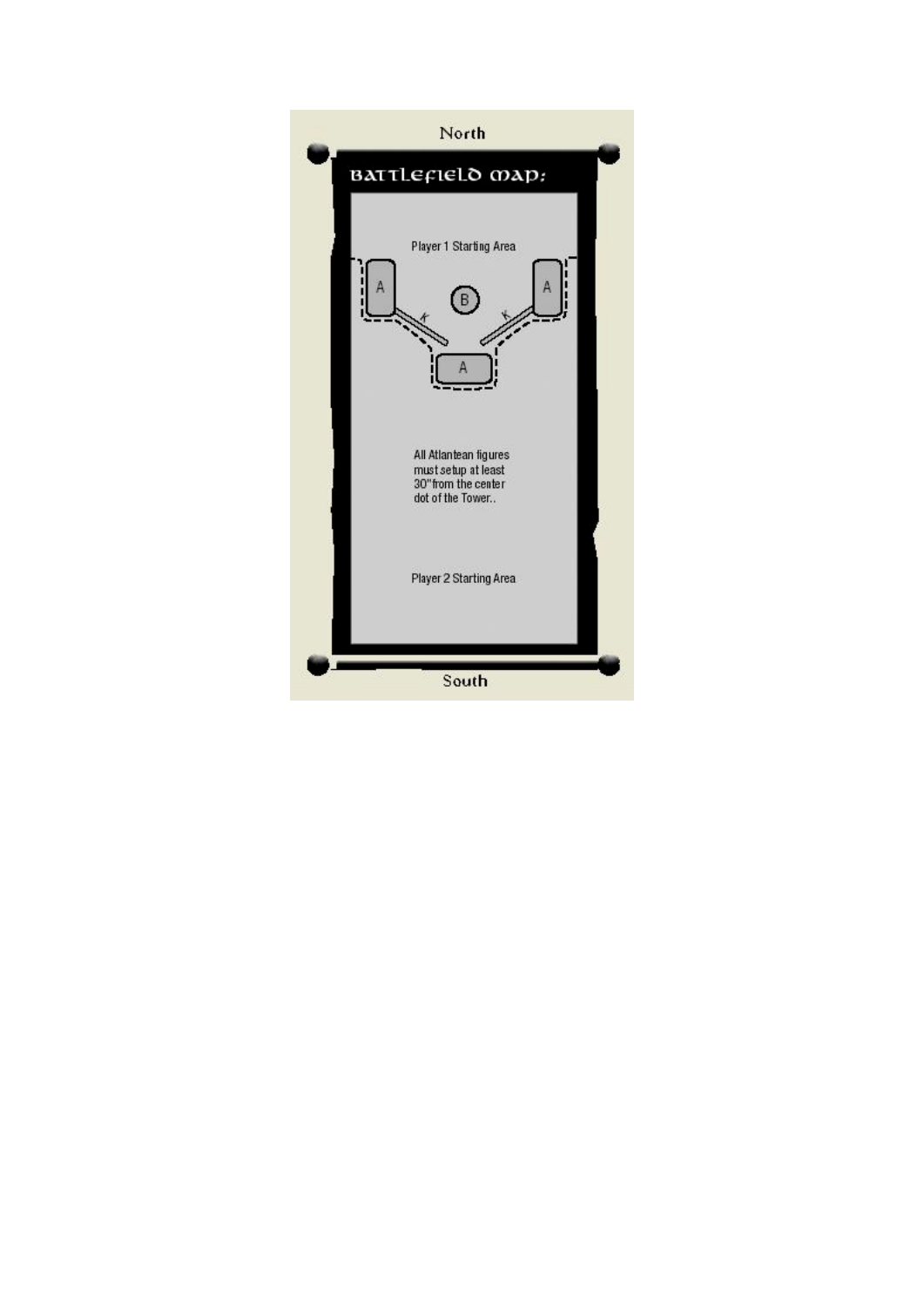North

# BATTLEFIELD MAP:

Player 1 Starting Area

A

B

A

K

K

A

All Atlantean figures must setup at least 30" from the center dot of the Tower..

Player 2 Starting Area

South